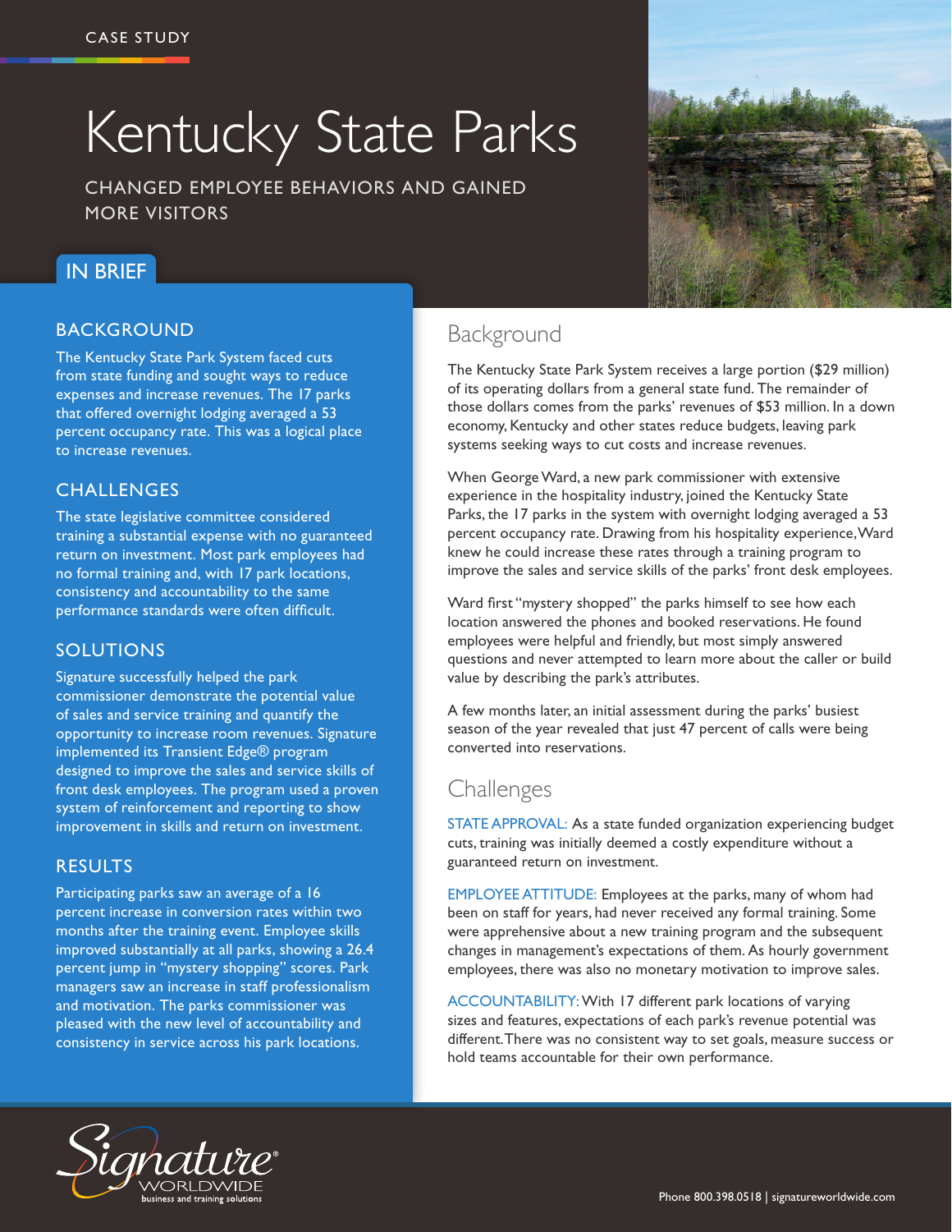CASE STUDY

# Kentucky State Parks

CHANGED EMPLOYEE BEHAVIORS AND GAINED MORE VISITORS

## IN BRIEF

### BACKGROUND

The Kentucky State Park System faced cuts from state funding and sought ways to reduce expenses and increase revenues. The 17 parks that offered overnight lodging averaged a 53 percent occupancy rate. This was a logical place to increase revenues.

### CHALLENGES

The state legislative committee considered training a substantial expense with no guaranteed return on investment. Most park employees had no formal training and, with 17 park locations, consistency and accountability to the same performance standards were often difficult.

### SOLUTIONS

Signature successfully helped the park commissioner demonstrate the potential value of sales and service training and quantify the opportunity to increase room revenues. Signature implemented its Transient Edge® program designed to improve the sales and service skills of front desk employees. The program used a proven system of reinforcement and reporting to show improvement in skills and return on investment.

### RESULTS

Participating parks saw an average of a 16 percent increase in conversion rates within two months after the training event. Employee skills improved substantially at all parks, showing a 26.4 percent jump in "mystery shopping" scores. Park managers saw an increase in staff professionalism and motivation. The parks commissioner was pleased with the new level of accountability and consistency in service across his park locations.

## Background

The Kentucky State Park System receives a large portion ($29 million) of its operating dollars from a general state fund. The remainder of those dollars comes from the parks' revenues of $53 million. In a down economy, Kentucky and other states reduce budgets, leaving park systems seeking ways to cut costs and increase revenues.

When George Ward, a new park commissioner with extensive experience in the hospitality industry, joined the Kentucky State Parks, the 17 parks in the system with overnight lodging averaged a 53 percent occupancy rate. Drawing from his hospitality experience, Ward knew he could increase these rates through a training program to improve the sales and service skills of the parks' front desk employees.

Ward first "mystery shopped" the parks himself to see how each location answered the phones and booked reservations. He found employees were helpful and friendly, but most simply answered questions and never attempted to learn more about the caller or build value by describing the park's attributes.

A few months later, an initial assessment during the parks' busiest season of the year revealed that just 47 percent of calls were being converted into reservations.

## Challenges

STATE APPROVAL: As a state funded organization experiencing budget cuts, training was initially deemed a costly expenditure without a guaranteed return on investment.

EMPLOYEE ATTITUDE: Employees at the parks, many of whom had been on staff for years, had never received any formal training. Some were apprehensive about a new training program and the subsequent changes in management's expectations of them. As hourly government employees, there was also no monetary motivation to improve sales.

ACCOUNTABILITY: With 17 different park locations of varying sizes and features, expectations of each park's revenue potential was different. There was no consistent way to set goals, measure success or hold teams accountable for their own performance.

Signature WORLDWIDE business and training solutions

Phone 800.398.0518 | signatureworldwide.com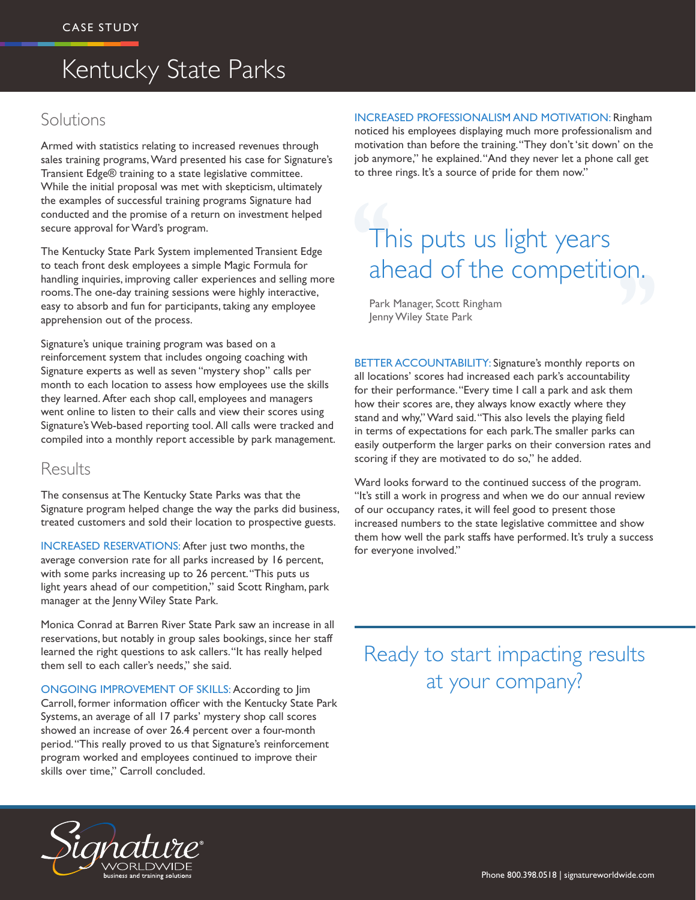# Kentucky State Parks

## Solutions

Armed with statistics relating to increased revenues through sales training programs, Ward presented his case for Signature's Transient Edge® training to a state legislative committee. While the initial proposal was met with skepticism, ultimately the examples of successful training programs Signature had conducted and the promise of a return on investment helped secure approval for Ward's program.

The Kentucky State Park System implemented Transient Edge to teach front desk employees a simple Magic Formula for handling inquiries, improving caller experiences and selling more rooms. The one-day training sessions were highly interactive, easy to absorb and fun for participants, taking any employee apprehension out of the process.

Signature's unique training program was based on a reinforcement system that includes ongoing coaching with Signature experts as well as seven "mystery shop" calls per month to each location to assess how employees use the skills they learned. After each shop call, employees and managers went online to listen to their calls and view their scores using Signature's Web-based reporting tool. All calls were tracked and compiled into a monthly report accessible by park management.

## Results

The consensus at The Kentucky State Parks was that the Signature program helped change the way the parks did business, treated customers and sold their location to prospective guests.

INCREASED RESERVATIONS: After just two months, the average conversion rate for all parks increased by 16 percent, with some parks increasing up to 26 percent. "This puts us light years ahead of our competition," said Scott Ringham, park manager at the Jenny Wiley State Park.

Monica Conrad at Barren River State Park saw an increase in all reservations, but notably in group sales bookings, since her staff learned the right questions to ask callers. "It has really helped them sell to each caller's needs," she said.

ONGOING IMPROVEMENT OF SKILLS: According to Jim Carroll, former information officer with the Kentucky State Park Systems, an average of all 17 parks' mystery shop call scores showed an increase of over 26.4 percent over a four-month period. "This really proved to us that Signature's reinforcement program worked and employees continued to improve their skills over time," Carroll concluded.

INCREASED PROFESSIONALISM AND MOTIVATION: Ringham noticed his employees displaying much more professionalism and motivation than before the training. "They don't 'sit down' on the job anymore," he explained. "And they never let a phone call get to three rings. It's a source of pride for them now."

> "This puts us light years ahead of the competition."
>
> Park Manager, Scott Ringham
> Jenny Wiley State Park

BETTER ACCOUNTABILITY: Signature's monthly reports on all locations' scores had increased each park's accountability for their performance. "Every time I call a park and ask them how their scores are, they always know exactly where they stand and why," Ward said. "This also levels the playing field in terms of expectations for each park. The smaller parks can easily outperform the larger parks on their conversion rates and scoring if they are motivated to do so," he added.

Ward looks forward to the continued success of the program. "It's still a work in progress and when we do our annual review of our occupancy rates, it will feel good to present those increased numbers to the state legislative committee and show them how well the park staffs have performed. It's truly a success for everyone involved."

Ready to start impacting results at your company?

Signature WORLDWIDE business and training solutions

Phone 800.398.0518 | signatureworldwide.com